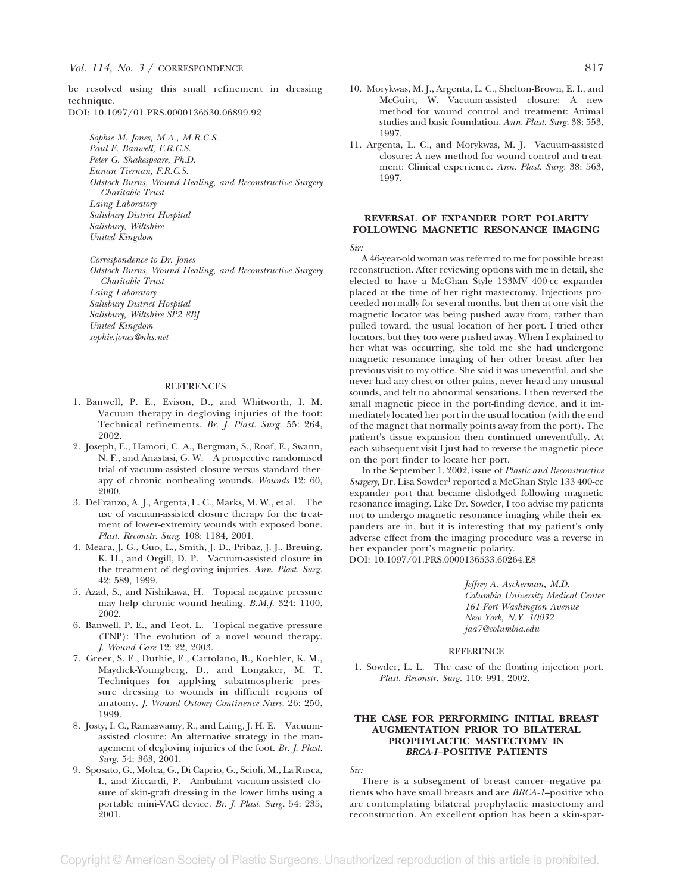be resolved using this small refinement in dressing technique.

DOI: 10.1097/01.PRS.0000136530.06899.92

*Sophie M. Jones, M.A., M.R.C.S.*
*Paul E. Banwell, F.R.C.S.*
*Peter G. Shakespeare, Ph.D.*
*Eunan Tiernan, F.R.C.S.*
*Odstock Burns, Wound Healing, and Reconstructive Surgery Charitable Trust*
*Laing Laboratory*
*Salisbury District Hospital*
*Salisbury, Wiltshire*
*United Kingdom*

*Correspondence to Dr. Jones*
*Odstock Burns, Wound Healing, and Reconstructive Surgery Charitable Trust*
*Laing Laboratory*
*Salisbury District Hospital*
*Salisbury, Wiltshire SP2 8BJ*
*United Kingdom*
*sophie.jones@nhs.net*

## REFERENCES

1. Banwell, P. E., Evison, D., and Whitworth, I. M. Vacuum therapy in degloving injuries of the foot: Technical refinements. *Br. J. Plast. Surg.* 55: 264, 2002.
2. Joseph, E., Hamori, C. A., Bergman, S., Roaf, E., Swann, N. F., and Anastasi, G. W. A prospective randomised trial of vacuum-assisted closure versus standard therapy of chronic nonhealing wounds. *Wounds* 12: 60, 2000.
3. DeFranzo, A. J., Argenta, L. C., Marks, M. W., et al. The use of vacuum-assisted closure therapy for the treatment of lower-extremity wounds with exposed bone. *Plast. Reconstr. Surg.* 108: 1184, 2001.
4. Meara, J. G., Guo, L., Smith, J. D., Pribaz, J. J., Breuing, K. H., and Orgill, D. P. Vacuum-assisted closure in the treatment of degloving injuries. *Ann. Plast. Surg.* 42: 589, 1999.
5. Azad, S., and Nishikawa, H. Topical negative pressure may help chronic wound healing. *B.M.J.* 324: 1100, 2002.
6. Banwell, P. E., and Teot, L. Topical negative pressure (TNP): The evolution of a novel wound therapy. *J. Wound Care* 12: 22, 2003.
7. Greer, S. E., Duthie, E., Cartolano, B., Koehler, K. M., Maydick-Youngberg, D., and Longaker, M. T. Techniques for applying subatmospheric pressure dressing to wounds in difficult regions of anatomy. *J. Wound Ostomy Continence Nurs.* 26: 250, 1999.
8. Josty, I. C., Ramaswamy, R., and Laing, J. H. E. Vacuum-assisted closure: An alternative strategy in the management of degloving injuries of the foot. *Br. J. Plast. Surg.* 54: 363, 2001.
9. Sposato, G., Molea, G., Di Caprio, G., Scioli, M., La Rusca, I., and Ziccardi, P. Ambulant vacuum-assisted closure of skin-graft dressing in the lower limbs using a portable mini-VAC device. *Br. J. Plast. Surg.* 54: 235, 2001.
10. Morykwas, M. J., Argenta, L. C., Shelton-Brown, E. I., and McGuirt, W. Vacuum-assisted closure: A new method for wound control and treatment: Animal studies and basic foundation. *Ann. Plast. Surg.* 38: 553, 1997.
11. Argenta, L. C., and Morykwas, M. J. Vacuum-assisted closure: A new method for wound control and treatment: Clinical experience. *Ann. Plast. Surg.* 38: 563, 1997.

## REVERSAL OF EXPANDER PORT POLARITY FOLLOWING MAGNETIC RESONANCE IMAGING

*Sir:*

A 46-year-old woman was referred to me for possible breast reconstruction. After reviewing options with me in detail, she elected to have a McGhan Style 133MV 400-cc expander placed at the time of her right mastectomy. Injections proceeded normally for several months, but then at one visit the magnetic locator was being pushed away from, rather than pulled toward, the usual location of her port. I tried other locators, but they too were pushed away. When I explained to her what was occurring, she told me she had undergone magnetic resonance imaging of her other breast after her previous visit to my office. She said it was uneventful, and she never had any chest or other pains, never heard any unusual sounds, and felt no abnormal sensations. I then reversed the small magnetic piece in the port-finding device, and it immediately located her port in the usual location (with the end of the magnet that normally points away from the port). The patient's tissue expansion then continued uneventfully. At each subsequent visit I just had to reverse the magnetic piece on the port finder to locate her port.

In the September 1, 2002, issue of *Plastic and Reconstructive Surgery*, Dr. Lisa Sowder[1] reported a McGhan Style 133 400-cc expander port that became dislodged following magnetic resonance imaging. Like Dr. Sowder, I too advise my patients not to undergo magnetic resonance imaging while their expanders are in, but it is interesting that my patient's only adverse effect from the imaging procedure was a reverse in her expander port's magnetic polarity.

DOI: 10.1097/01.PRS.0000136533.60264.E8

*Jeffrey A. Ascherman, M.D.*
*Columbia University Medical Center*
*161 Fort Washington Avenue*
*New York, N.Y. 10032*
*jaa7@columbia.edu*

## REFERENCE

1. Sowder, L. L. The case of the floating injection port. *Plast. Reconstr. Surg.* 110: 991, 2002.

## THE CASE FOR PERFORMING INITIAL BREAST AUGMENTATION PRIOR TO BILATERAL PROPHYLACTIC MASTECTOMY IN *BRCA-1*–POSITIVE PATIENTS

*Sir:*

There is a subsegment of breast cancer–negative patients who have small breasts and are *BRCA-1*–positive who are contemplating bilateral prophylactic mastectomy and reconstruction. An excellent option has been a skin-spar-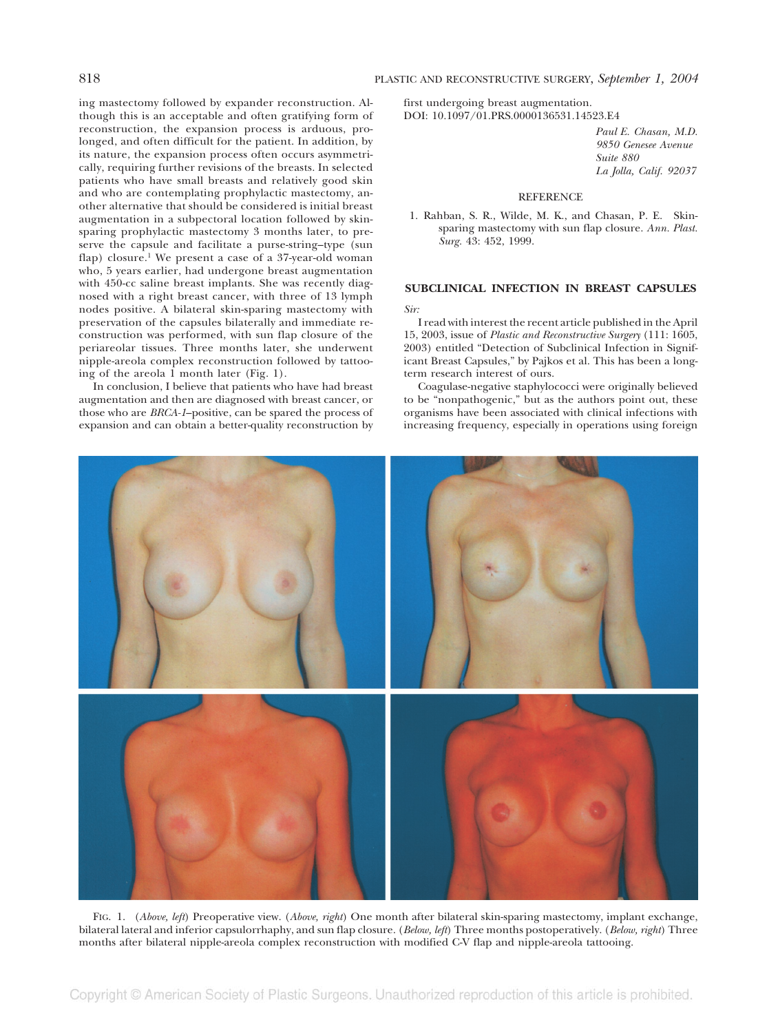ing mastectomy followed by expander reconstruction. Although this is an acceptable and often gratifying form of reconstruction, the expansion process is arduous, prolonged, and often difficult for the patient. In addition, by its nature, the expansion process often occurs asymmetrically, requiring further revisions of the breasts. In selected patients who have small breasts and relatively good skin and who are contemplating prophylactic mastectomy, another alternative that should be considered is initial breast augmentation in a subpectoral location followed by skin-sparing prophylactic mastectomy 3 months later, to preserve the capsule and facilitate a purse-string–type (sun flap) closure.[1] We present a case of a 37-year-old woman who, 5 years earlier, had undergone breast augmentation with 450-cc saline breast implants. She was recently diagnosed with a right breast cancer, with three of 13 lymph nodes positive. A bilateral skin-sparing mastectomy with preservation of the capsules bilaterally and immediate reconstruction was performed, with sun flap closure of the periareolar tissues. Three months later, she underwent nipple-areola complex reconstruction followed by tattooing of the areola 1 month later (Fig. 1).

In conclusion, I believe that patients who have had breast augmentation and then are diagnosed with breast cancer, or those who are *BRCA-1*–positive, can be spared the process of expansion and can obtain a better-quality reconstruction by first undergoing breast augmentation.

DOI: 10.1097/01.PRS.0000136531.14523.E4

*Paul E. Chasan, M.D.*
*9850 Genesee Avenue*
*Suite 880*
*La Jolla, Calif. 92037*

REFERENCE

1. Rahban, S. R., Wilde, M. K., and Chasan, P. E. Skin-sparing mastectomy with sun flap closure. *Ann. Plast. Surg.* 43: 452, 1999.

## SUBCLINICAL INFECTION IN BREAST CAPSULES

*Sir:*

I read with interest the recent article published in the April 15, 2003, issue of *Plastic and Reconstructive Surgery* (111: 1605, 2003) entitled "Detection of Subclinical Infection in Significant Breast Capsules," by Pajkos et al. This has been a long-term research interest of ours.

Coagulase-negative staphylococci were originally believed to be "nonpathogenic," but as the authors point out, these organisms have been associated with clinical infections with increasing frequency, especially in operations using foreign

FIG. 1. (*Above, left*) Preoperative view. (*Above, right*) One month after bilateral skin-sparing mastectomy, implant exchange, bilateral lateral and inferior capsulorrhaphy, and sun flap closure. (*Below, left*) Three months postoperatively. (*Below, right*) Three months after bilateral nipple-areola complex reconstruction with modified C-V flap and nipple-areola tattooing.